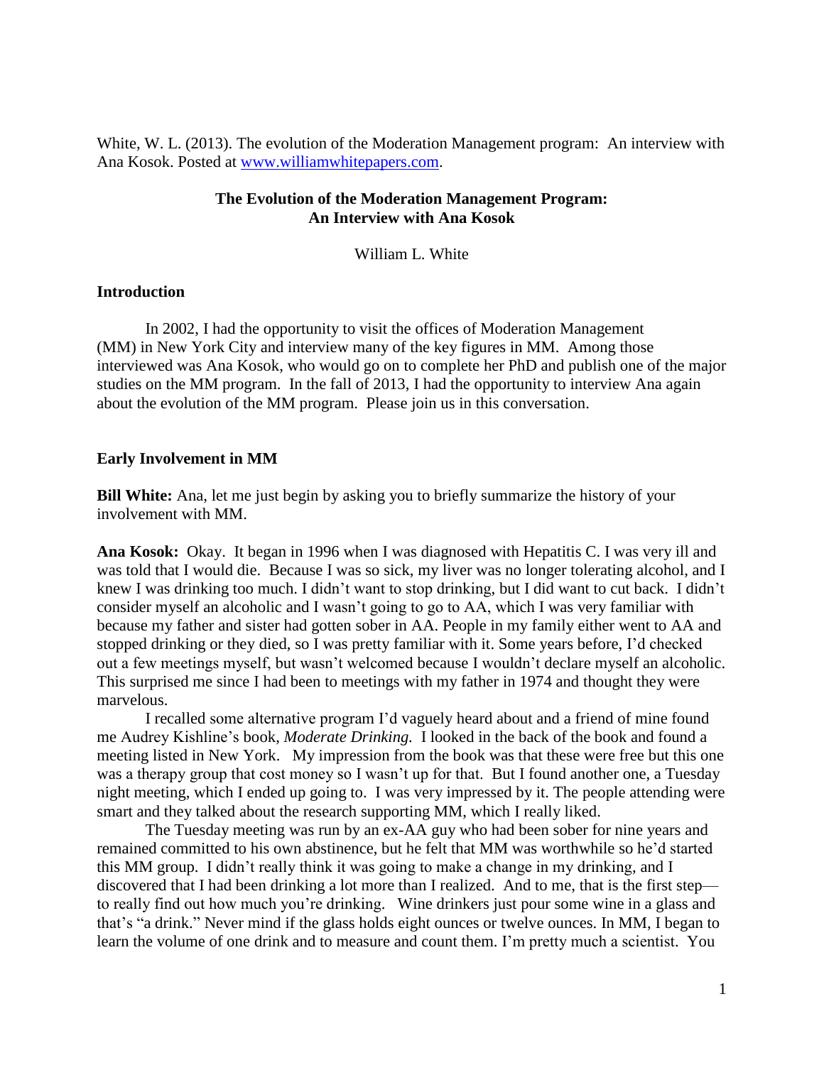White, W. L. (2013). The evolution of the Moderation Management program: An interview with Ana Kosok. Posted at www.williamwhitepapers.com.

# The Evolution of the Moderation Management Program: An Interview with Ana Kosok

William L. White

## Introduction

In 2002, I had the opportunity to visit the offices of Moderation Management (MM) in New York City and interview many of the key figures in MM. Among those interviewed was Ana Kosok, who would go on to complete her PhD and publish one of the major studies on the MM program. In the fall of 2013, I had the opportunity to interview Ana again about the evolution of the MM program. Please join us in this conversation.

## Early Involvement in MM

**Bill White:** Ana, let me just begin by asking you to briefly summarize the history of your involvement with MM.

**Ana Kosok:** Okay. It began in 1996 when I was diagnosed with Hepatitis C. I was very ill and was told that I would die. Because I was so sick, my liver was no longer tolerating alcohol, and I knew I was drinking too much. I didn't want to stop drinking, but I did want to cut back. I didn't consider myself an alcoholic and I wasn't going to go to AA, which I was very familiar with because my father and sister had gotten sober in AA. People in my family either went to AA and stopped drinking or they died, so I was pretty familiar with it. Some years before, I'd checked out a few meetings myself, but wasn't welcomed because I wouldn't declare myself an alcoholic. This surprised me since I had been to meetings with my father in 1974 and thought they were marvelous.

I recalled some alternative program I'd vaguely heard about and a friend of mine found me Audrey Kishline's book, *Moderate Drinking.* I looked in the back of the book and found a meeting listed in New York. My impression from the book was that these were free but this one was a therapy group that cost money so I wasn't up for that. But I found another one, a Tuesday night meeting, which I ended up going to. I was very impressed by it. The people attending were smart and they talked about the research supporting MM, which I really liked.

The Tuesday meeting was run by an ex-AA guy who had been sober for nine years and remained committed to his own abstinence, but he felt that MM was worthwhile so he'd started this MM group. I didn't really think it was going to make a change in my drinking, and I discovered that I had been drinking a lot more than I realized. And to me, that is the first step—to really find out how much you're drinking. Wine drinkers just pour some wine in a glass and that's "a drink." Never mind if the glass holds eight ounces or twelve ounces. In MM, I began to learn the volume of one drink and to measure and count them. I'm pretty much a scientist. You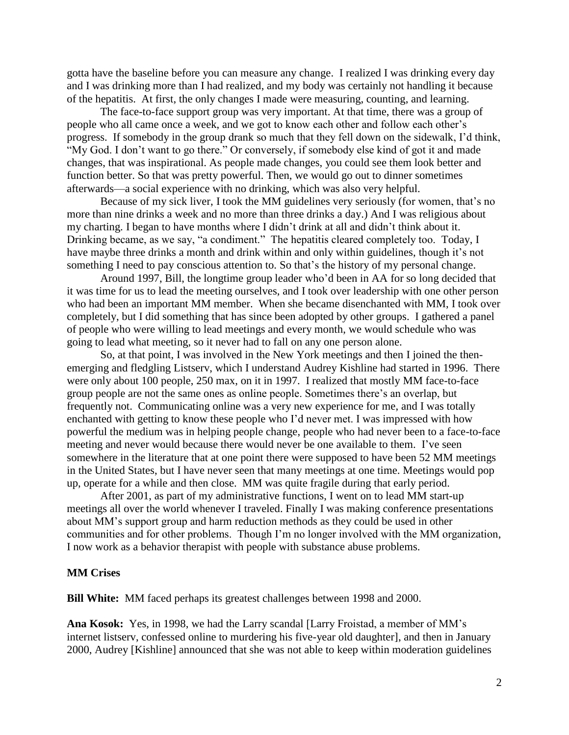gotta have the baseline before you can measure any change. I realized I was drinking every day and I was drinking more than I had realized, and my body was certainly not handling it because of the hepatitis. At first, the only changes I made were measuring, counting, and learning.

The face-to-face support group was very important. At that time, there was a group of people who all came once a week, and we got to know each other and follow each other's progress. If somebody in the group drank so much that they fell down on the sidewalk, I'd think, "My God. I don't want to go there." Or conversely, if somebody else kind of got it and made changes, that was inspirational. As people made changes, you could see them look better and function better. So that was pretty powerful. Then, we would go out to dinner sometimes afterwards—a social experience with no drinking, which was also very helpful.

Because of my sick liver, I took the MM guidelines very seriously (for women, that's no more than nine drinks a week and no more than three drinks a day.) And I was religious about my charting. I began to have months where I didn't drink at all and didn't think about it. Drinking became, as we say, "a condiment." The hepatitis cleared completely too. Today, I have maybe three drinks a month and drink within and only within guidelines, though it's not something I need to pay conscious attention to. So that's the history of my personal change.

Around 1997, Bill, the longtime group leader who'd been in AA for so long decided that it was time for us to lead the meeting ourselves, and I took over leadership with one other person who had been an important MM member. When she became disenchanted with MM, I took over completely, but I did something that has since been adopted by other groups. I gathered a panel of people who were willing to lead meetings and every month, we would schedule who was going to lead what meeting, so it never had to fall on any one person alone.

So, at that point, I was involved in the New York meetings and then I joined the then-emerging and fledgling Listserv, which I understand Audrey Kishline had started in 1996. There were only about 100 people, 250 max, on it in 1997. I realized that mostly MM face-to-face group people are not the same ones as online people. Sometimes there's an overlap, but frequently not. Communicating online was a very new experience for me, and I was totally enchanted with getting to know these people who I'd never met. I was impressed with how powerful the medium was in helping people change, people who had never been to a face-to-face meeting and never would because there would never be one available to them. I've seen somewhere in the literature that at one point there were supposed to have been 52 MM meetings in the United States, but I have never seen that many meetings at one time. Meetings would pop up, operate for a while and then close. MM was quite fragile during that early period.

After 2001, as part of my administrative functions, I went on to lead MM start-up meetings all over the world whenever I traveled. Finally I was making conference presentations about MM's support group and harm reduction methods as they could be used in other communities and for other problems. Though I'm no longer involved with the MM organization, I now work as a behavior therapist with people with substance abuse problems.

**MM Crises**

**Bill White:** MM faced perhaps its greatest challenges between 1998 and 2000.

**Ana Kosok:** Yes, in 1998, we had the Larry scandal [Larry Froistad, a member of MM's internet listserv, confessed online to murdering his five-year old daughter], and then in January 2000, Audrey [Kishline] announced that she was not able to keep within moderation guidelines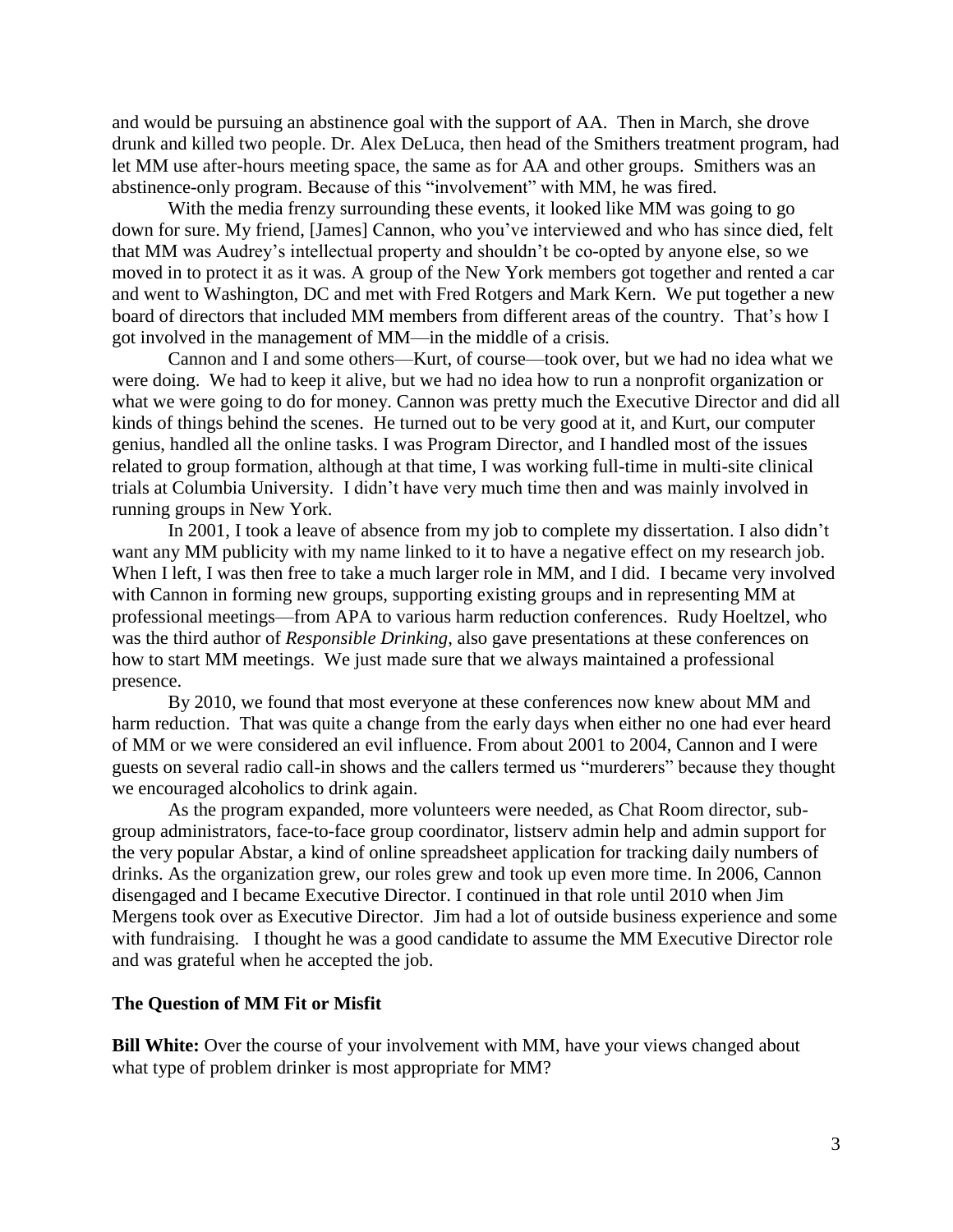and would be pursuing an abstinence goal with the support of AA. Then in March, she drove drunk and killed two people. Dr. Alex DeLuca, then head of the Smithers treatment program, had let MM use after-hours meeting space, the same as for AA and other groups. Smithers was an abstinence-only program. Because of this "involvement" with MM, he was fired.

With the media frenzy surrounding these events, it looked like MM was going to go down for sure. My friend, [James] Cannon, who you've interviewed and who has since died, felt that MM was Audrey's intellectual property and shouldn't be co-opted by anyone else, so we moved in to protect it as it was. A group of the New York members got together and rented a car and went to Washington, DC and met with Fred Rotgers and Mark Kern. We put together a new board of directors that included MM members from different areas of the country. That's how I got involved in the management of MM—in the middle of a crisis.

Cannon and I and some others—Kurt, of course—took over, but we had no idea what we were doing. We had to keep it alive, but we had no idea how to run a nonprofit organization or what we were going to do for money. Cannon was pretty much the Executive Director and did all kinds of things behind the scenes. He turned out to be very good at it, and Kurt, our computer genius, handled all the online tasks. I was Program Director, and I handled most of the issues related to group formation, although at that time, I was working full-time in multi-site clinical trials at Columbia University. I didn't have very much time then and was mainly involved in running groups in New York.

In 2001, I took a leave of absence from my job to complete my dissertation. I also didn't want any MM publicity with my name linked to it to have a negative effect on my research job. When I left, I was then free to take a much larger role in MM, and I did. I became very involved with Cannon in forming new groups, supporting existing groups and in representing MM at professional meetings—from APA to various harm reduction conferences. Rudy Hoeltzel, who was the third author of *Responsible Drinking*, also gave presentations at these conferences on how to start MM meetings. We just made sure that we always maintained a professional presence.

By 2010, we found that most everyone at these conferences now knew about MM and harm reduction. That was quite a change from the early days when either no one had ever heard of MM or we were considered an evil influence. From about 2001 to 2004, Cannon and I were guests on several radio call-in shows and the callers termed us "murderers" because they thought we encouraged alcoholics to drink again.

As the program expanded, more volunteers were needed, as Chat Room director, sub-group administrators, face-to-face group coordinator, listserv admin help and admin support for the very popular Abstar, a kind of online spreadsheet application for tracking daily numbers of drinks. As the organization grew, our roles grew and took up even more time. In 2006, Cannon disengaged and I became Executive Director. I continued in that role until 2010 when Jim Mergens took over as Executive Director. Jim had a lot of outside business experience and some with fundraising. I thought he was a good candidate to assume the MM Executive Director role and was grateful when he accepted the job.

## The Question of MM Fit or Misfit

**Bill White:** Over the course of your involvement with MM, have your views changed about what type of problem drinker is most appropriate for MM?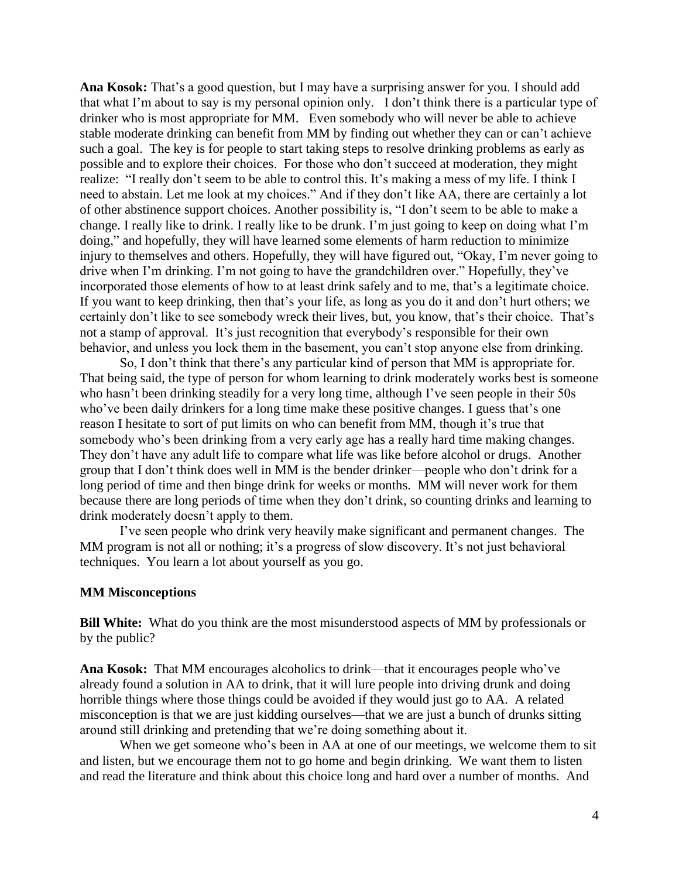**Ana Kosok:** That's a good question, but I may have a surprising answer for you. I should add that what I'm about to say is my personal opinion only. I don't think there is a particular type of drinker who is most appropriate for MM. Even somebody who will never be able to achieve stable moderate drinking can benefit from MM by finding out whether they can or can't achieve such a goal. The key is for people to start taking steps to resolve drinking problems as early as possible and to explore their choices. For those who don't succeed at moderation, they might realize: "I really don't seem to be able to control this. It's making a mess of my life. I think I need to abstain. Let me look at my choices." And if they don't like AA, there are certainly a lot of other abstinence support choices. Another possibility is, "I don't seem to be able to make a change. I really like to drink. I really like to be drunk. I'm just going to keep on doing what I'm doing," and hopefully, they will have learned some elements of harm reduction to minimize injury to themselves and others. Hopefully, they will have figured out, "Okay, I'm never going to drive when I'm drinking. I'm not going to have the grandchildren over." Hopefully, they've incorporated those elements of how to at least drink safely and to me, that's a legitimate choice. If you want to keep drinking, then that's your life, as long as you do it and don't hurt others; we certainly don't like to see somebody wreck their lives, but, you know, that's their choice. That's not a stamp of approval. It's just recognition that everybody's responsible for their own behavior, and unless you lock them in the basement, you can't stop anyone else from drinking.

So, I don't think that there's any particular kind of person that MM is appropriate for. That being said, the type of person for whom learning to drink moderately works best is someone who hasn't been drinking steadily for a very long time, although I've seen people in their 50s who've been daily drinkers for a long time make these positive changes. I guess that's one reason I hesitate to sort of put limits on who can benefit from MM, though it's true that somebody who's been drinking from a very early age has a really hard time making changes. They don't have any adult life to compare what life was like before alcohol or drugs. Another group that I don't think does well in MM is the bender drinker—people who don't drink for a long period of time and then binge drink for weeks or months. MM will never work for them because there are long periods of time when they don't drink, so counting drinks and learning to drink moderately doesn't apply to them.

I've seen people who drink very heavily make significant and permanent changes. The MM program is not all or nothing; it's a progress of slow discovery. It's not just behavioral techniques. You learn a lot about yourself as you go.

**MM Misconceptions**

**Bill White:** What do you think are the most misunderstood aspects of MM by professionals or by the public?

**Ana Kosok:** That MM encourages alcoholics to drink—that it encourages people who've already found a solution in AA to drink, that it will lure people into driving drunk and doing horrible things where those things could be avoided if they would just go to AA. A related misconception is that we are just kidding ourselves—that we are just a bunch of drunks sitting around still drinking and pretending that we're doing something about it.

When we get someone who's been in AA at one of our meetings, we welcome them to sit and listen, but we encourage them not to go home and begin drinking. We want them to listen and read the literature and think about this choice long and hard over a number of months. And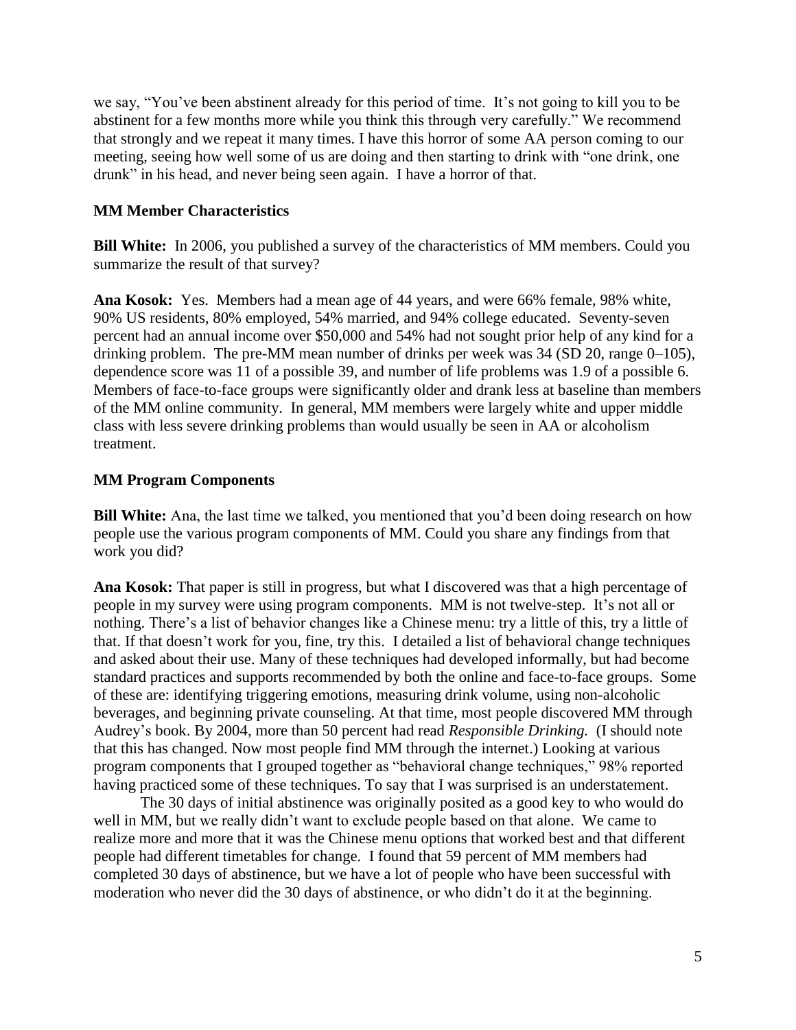we say, "You've been abstinent already for this period of time. It's not going to kill you to be abstinent for a few months more while you think this through very carefully." We recommend that strongly and we repeat it many times. I have this horror of some AA person coming to our meeting, seeing how well some of us are doing and then starting to drink with "one drink, one drunk" in his head, and never being seen again. I have a horror of that.

### MM Member Characteristics

**Bill White:** In 2006, you published a survey of the characteristics of MM members. Could you summarize the result of that survey?

**Ana Kosok:** Yes. Members had a mean age of 44 years, and were 66% female, 98% white, 90% US residents, 80% employed, 54% married, and 94% college educated. Seventy-seven percent had an annual income over $50,000 and 54% had not sought prior help of any kind for a drinking problem. The pre-MM mean number of drinks per week was 34 (SD 20, range 0–105), dependence score was 11 of a possible 39, and number of life problems was 1.9 of a possible 6. Members of face-to-face groups were significantly older and drank less at baseline than members of the MM online community. In general, MM members were largely white and upper middle class with less severe drinking problems than would usually be seen in AA or alcoholism treatment.

### MM Program Components

**Bill White:** Ana, the last time we talked, you mentioned that you'd been doing research on how people use the various program components of MM. Could you share any findings from that work you did?

**Ana Kosok:** That paper is still in progress, but what I discovered was that a high percentage of people in my survey were using program components. MM is not twelve-step. It's not all or nothing. There's a list of behavior changes like a Chinese menu: try a little of this, try a little of that. If that doesn't work for you, fine, try this. I detailed a list of behavioral change techniques and asked about their use. Many of these techniques had developed informally, but had become standard practices and supports recommended by both the online and face-to-face groups. Some of these are: identifying triggering emotions, measuring drink volume, using non-alcoholic beverages, and beginning private counseling. At that time, most people discovered MM through Audrey's book. By 2004, more than 50 percent had read *Responsible Drinking.* (I should note that this has changed. Now most people find MM through the internet.) Looking at various program components that I grouped together as "behavioral change techniques," 98% reported having practiced some of these techniques. To say that I was surprised is an understatement.

The 30 days of initial abstinence was originally posited as a good key to who would do well in MM, but we really didn't want to exclude people based on that alone. We came to realize more and more that it was the Chinese menu options that worked best and that different people had different timetables for change. I found that 59 percent of MM members had completed 30 days of abstinence, but we have a lot of people who have been successful with moderation who never did the 30 days of abstinence, or who didn't do it at the beginning.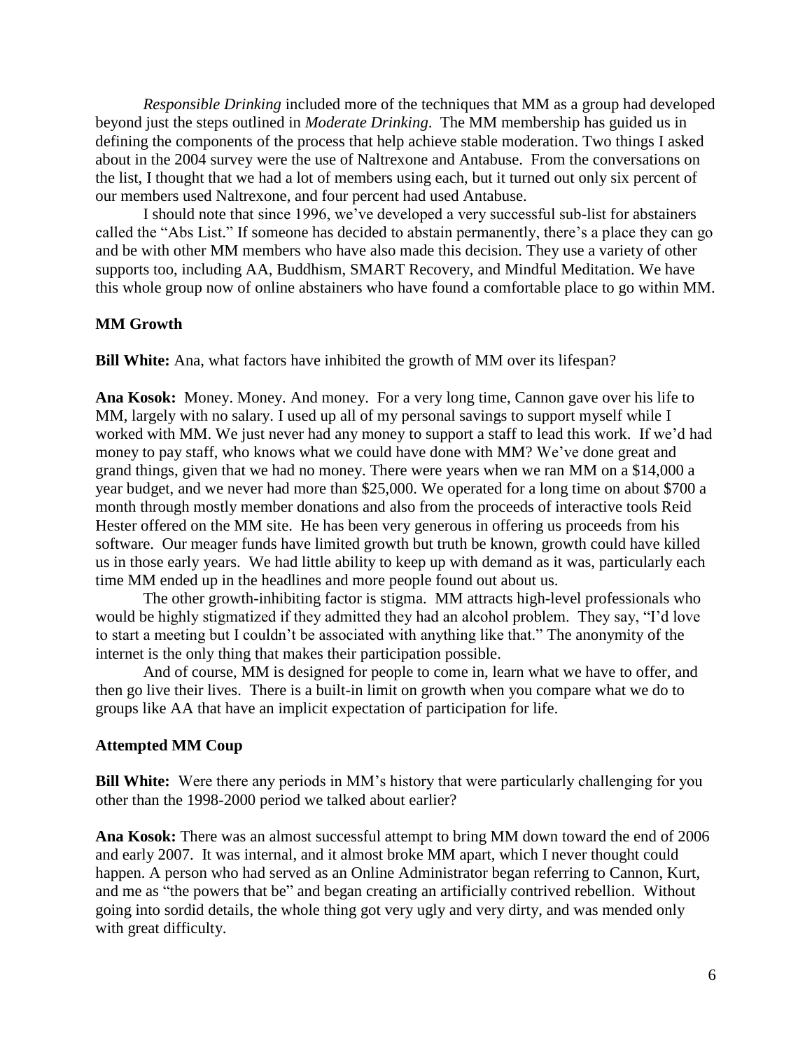*Responsible Drinking* included more of the techniques that MM as a group had developed beyond just the steps outlined in *Moderate Drinking*. The MM membership has guided us in defining the components of the process that help achieve stable moderation. Two things I asked about in the 2004 survey were the use of Naltrexone and Antabuse. From the conversations on the list, I thought that we had a lot of members using each, but it turned out only six percent of our members used Naltrexone, and four percent had used Antabuse.

I should note that since 1996, we've developed a very successful sub-list for abstainers called the "Abs List." If someone has decided to abstain permanently, there's a place they can go and be with other MM members who have also made this decision. They use a variety of other supports too, including AA, Buddhism, SMART Recovery, and Mindful Meditation. We have this whole group now of online abstainers who have found a comfortable place to go within MM.

### MM Growth

**Bill White:** Ana, what factors have inhibited the growth of MM over its lifespan?

**Ana Kosok:** Money. Money. And money. For a very long time, Cannon gave over his life to MM, largely with no salary. I used up all of my personal savings to support myself while I worked with MM. We just never had any money to support a staff to lead this work. If we'd had money to pay staff, who knows what we could have done with MM? We've done great and grand things, given that we had no money. There were years when we ran MM on a $14,000 a year budget, and we never had more than $25,000. We operated for a long time on about $700 a month through mostly member donations and also from the proceeds of interactive tools Reid Hester offered on the MM site. He has been very generous in offering us proceeds from his software. Our meager funds have limited growth but truth be known, growth could have killed us in those early years. We had little ability to keep up with demand as it was, particularly each time MM ended up in the headlines and more people found out about us.

The other growth-inhibiting factor is stigma. MM attracts high-level professionals who would be highly stigmatized if they admitted they had an alcohol problem. They say, "I'd love to start a meeting but I couldn't be associated with anything like that." The anonymity of the internet is the only thing that makes their participation possible.

And of course, MM is designed for people to come in, learn what we have to offer, and then go live their lives. There is a built-in limit on growth when you compare what we do to groups like AA that have an implicit expectation of participation for life.

### Attempted MM Coup

**Bill White:** Were there any periods in MM's history that were particularly challenging for you other than the 1998-2000 period we talked about earlier?

**Ana Kosok:** There was an almost successful attempt to bring MM down toward the end of 2006 and early 2007. It was internal, and it almost broke MM apart, which I never thought could happen. A person who had served as an Online Administrator began referring to Cannon, Kurt, and me as "the powers that be" and began creating an artificially contrived rebellion. Without going into sordid details, the whole thing got very ugly and very dirty, and was mended only with great difficulty.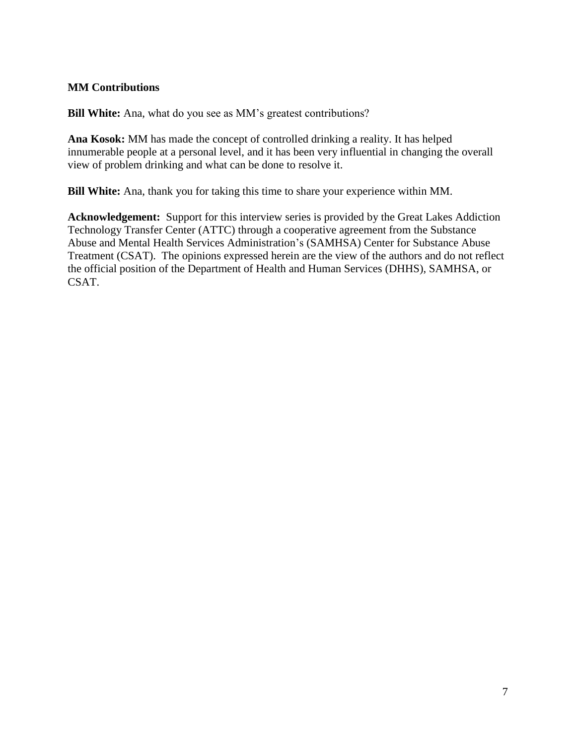**MM Contributions**

**Bill White:** Ana, what do you see as MM's greatest contributions?

**Ana Kosok:** MM has made the concept of controlled drinking a reality. It has helped innumerable people at a personal level, and it has been very influential in changing the overall view of problem drinking and what can be done to resolve it.

**Bill White:** Ana, thank you for taking this time to share your experience within MM.

**Acknowledgement:** Support for this interview series is provided by the Great Lakes Addiction Technology Transfer Center (ATTC) through a cooperative agreement from the Substance Abuse and Mental Health Services Administration's (SAMHSA) Center for Substance Abuse Treatment (CSAT). The opinions expressed herein are the view of the authors and do not reflect the official position of the Department of Health and Human Services (DHHS), SAMHSA, or CSAT.